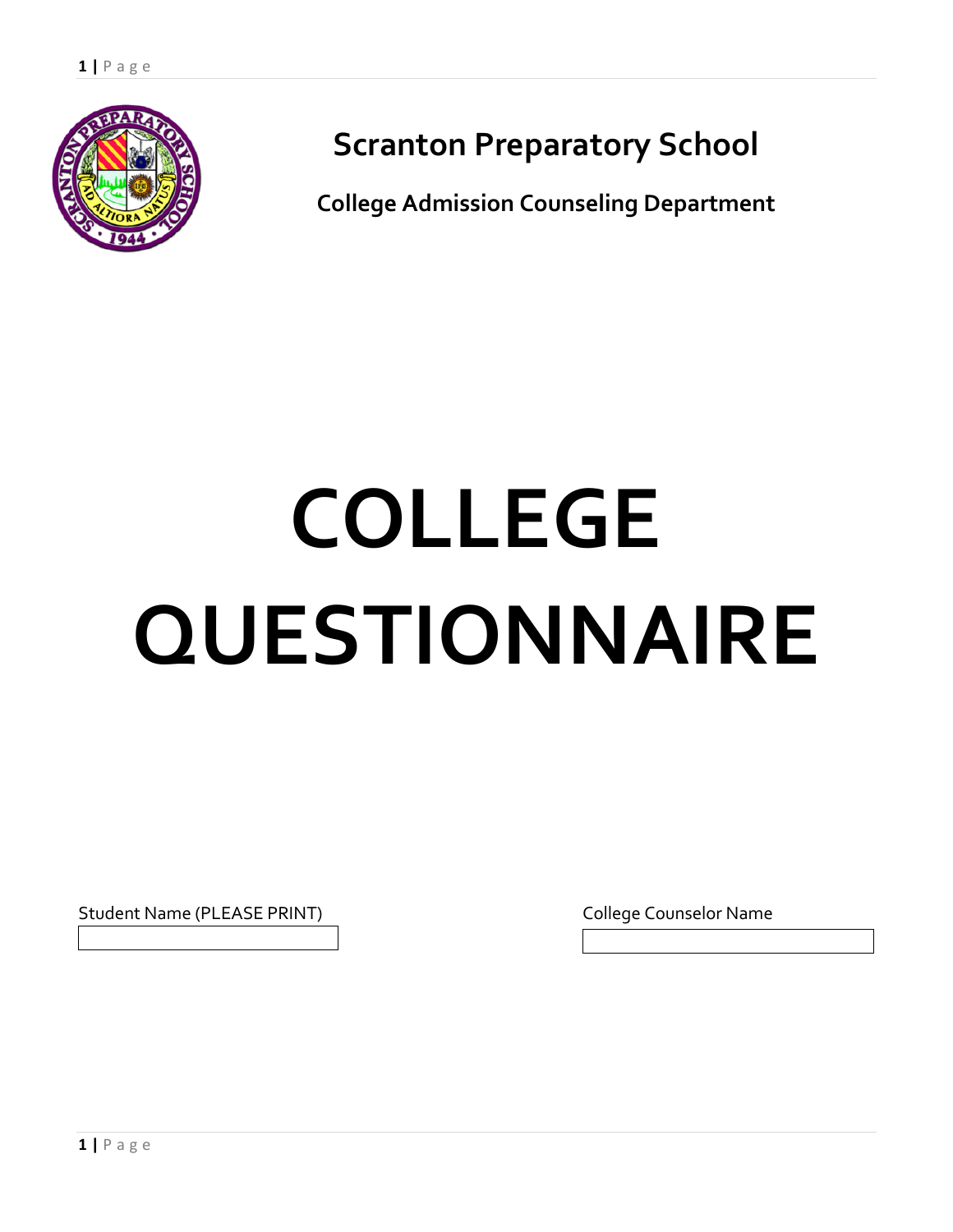# Scranton Preparatory School

## College Admission Counseling Department

# COLLEGE QUESTIONNAIRE

Student Name (PLEASE PRINT)

College Counselor Name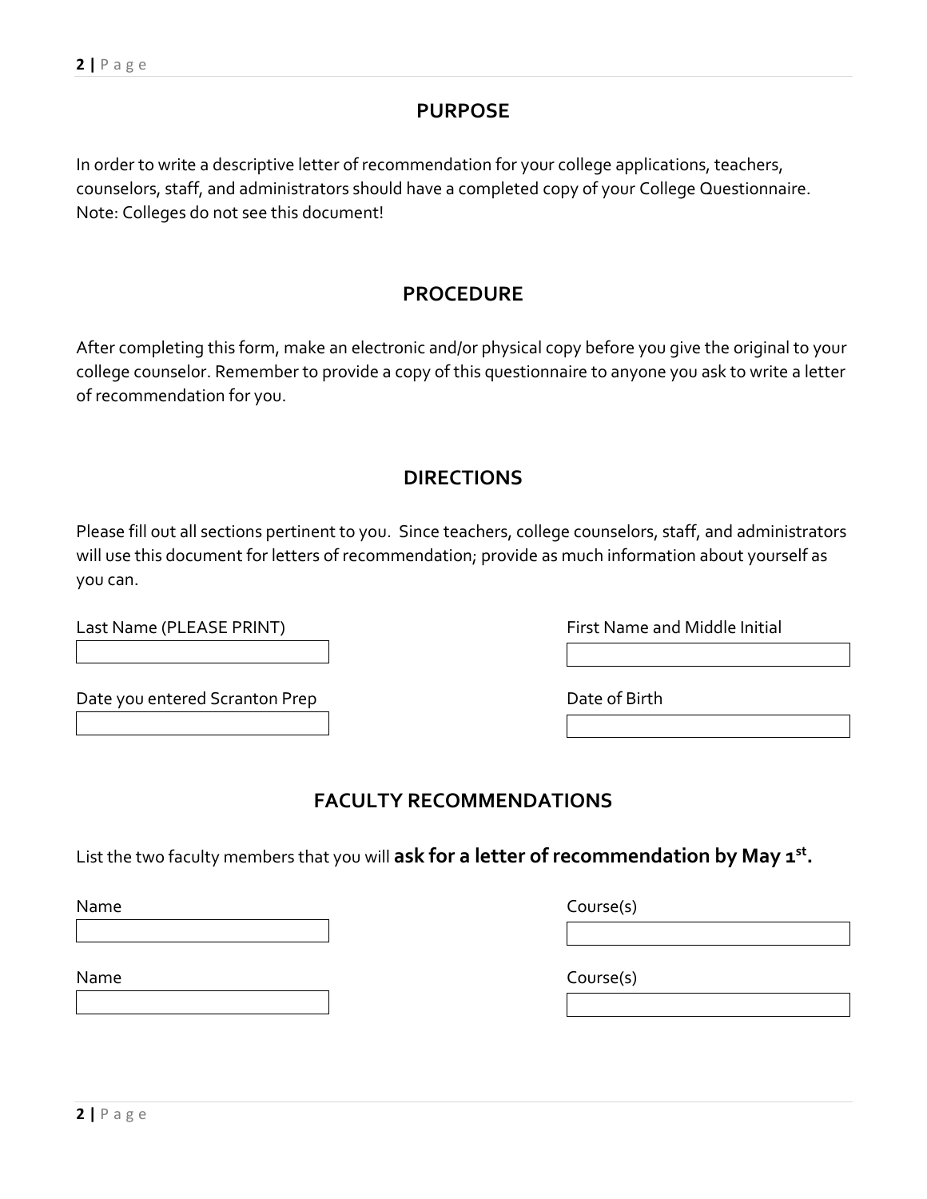## PURPOSE

In order to write a descriptive letter of recommendation for your college applications, teachers, counselors, staff, and administrators should have a completed copy of your College Questionnaire. Note: Colleges do not see this document!

## PROCEDURE

After completing this form, make an electronic and/or physical copy before you give the original to your college counselor. Remember to provide a copy of this questionnaire to anyone you ask to write a letter of recommendation for you.

## DIRECTIONS

Please fill out all sections pertinent to you. Since teachers, college counselors, staff, and administrators will use this document for letters of recommendation; provide as much information about yourself as you can.

Last Name (PLEASE PRINT)

First Name and Middle Initial

Date you entered Scranton Prep

Date of Birth

## FACULTY RECOMMENDATIONS

List the two faculty members that you will **ask for a letter of recommendation by May 1st.**

Name

Course(s)

Name

Course(s)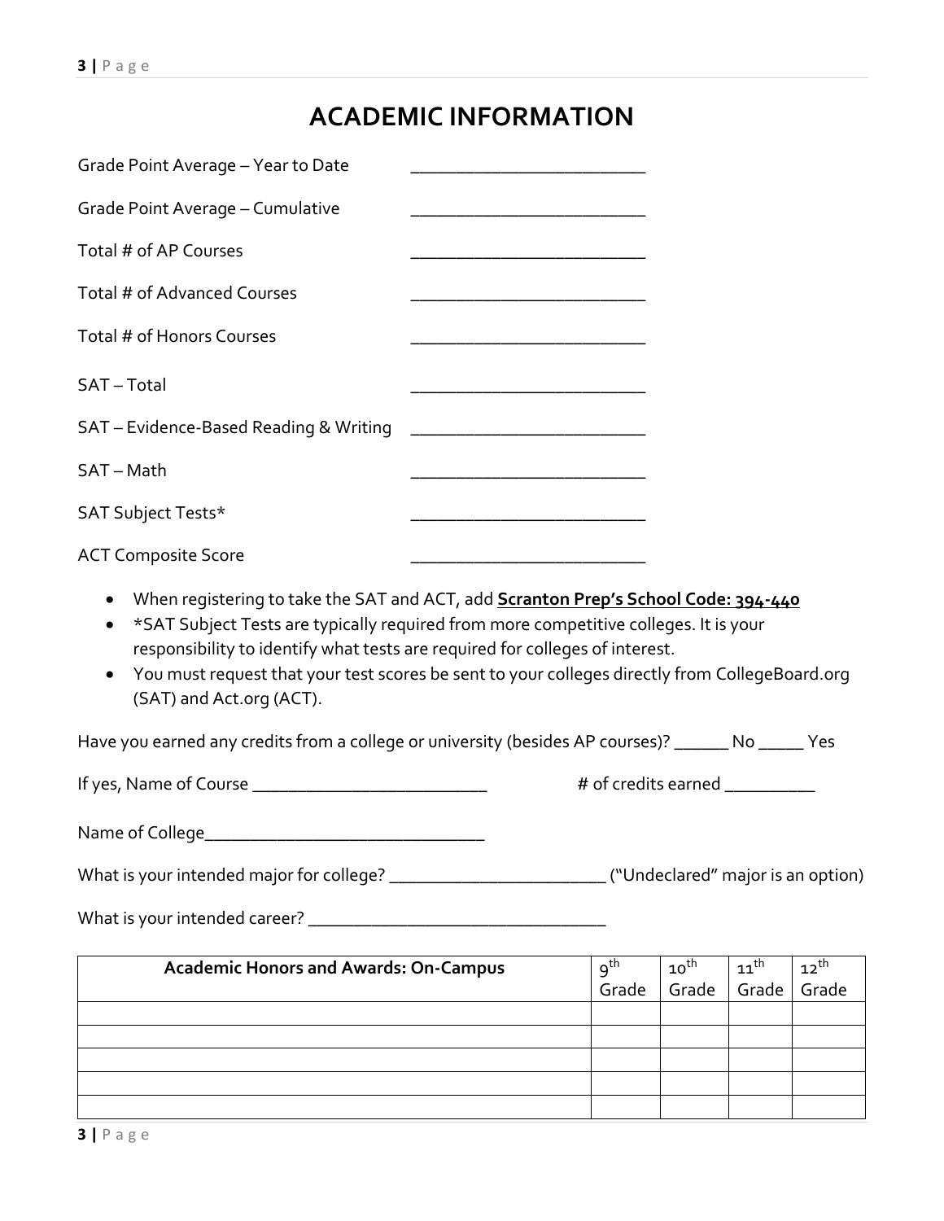# ACADEMIC INFORMATION

Grade Point Average – Year to Date ___________________________

Grade Point Average – Cumulative ___________________________

Total # of AP Courses ___________________________

Total # of Advanced Courses ___________________________

Total # of Honors Courses ___________________________

SAT – Total ___________________________

SAT – Evidence-Based Reading & Writing ___________________________

SAT – Math ___________________________

SAT Subject Tests* ___________________________

ACT Composite Score ___________________________

- When registering to take the SAT and ACT, add **Scranton Prep's School Code: 394-440**
- *SAT Subject Tests are typically required from more competitive colleges. It is your responsibility to identify what tests are required for colleges of interest.
- You must request that your test scores be sent to your colleges directly from CollegeBoard.org (SAT) and Act.org (ACT).

Have you earned any credits from a college or university (besides AP courses)? ______ No _____ Yes

If yes, Name of Course ___________________________ # of credits earned __________

Name of College________________________________

What is your intended major for college? ________________________ ("Undeclared" major is an option)

What is your intended career? __________________________________

| Academic Honors and Awards: On-Campus | 9th Grade | 10th Grade | 11th Grade | 12th Grade |
|---|---|---|---|---|
| | | | | |
| | | | | |
| | | | | |
| | | | | |
| | | | | |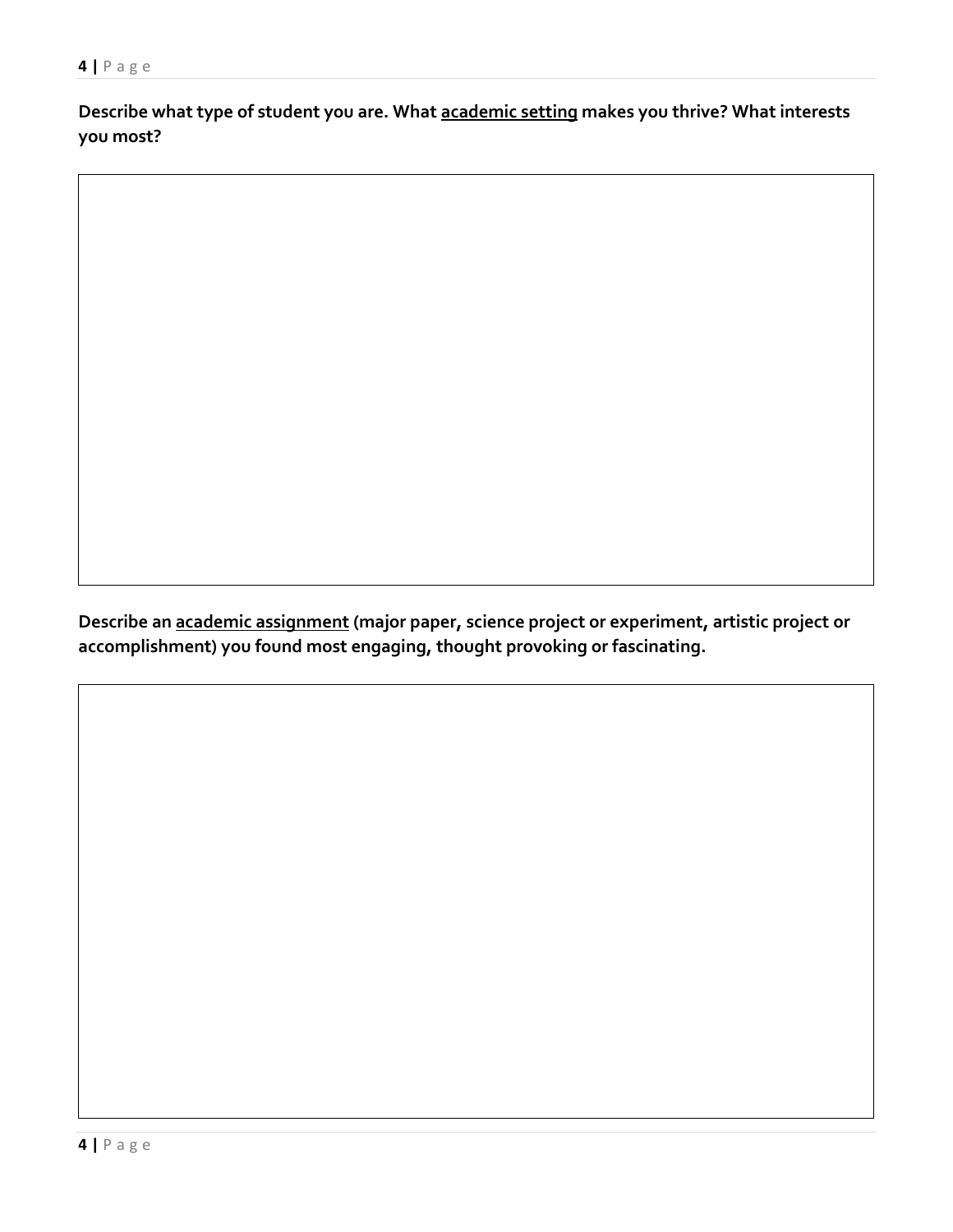**Describe what type of student you are. What <u>academic setting</u> makes you thrive? What interests you most?**

**Describe an <u>academic assignment</u> (major paper, science project or experiment, artistic project or accomplishment) you found most engaging, thought provoking or fascinating.**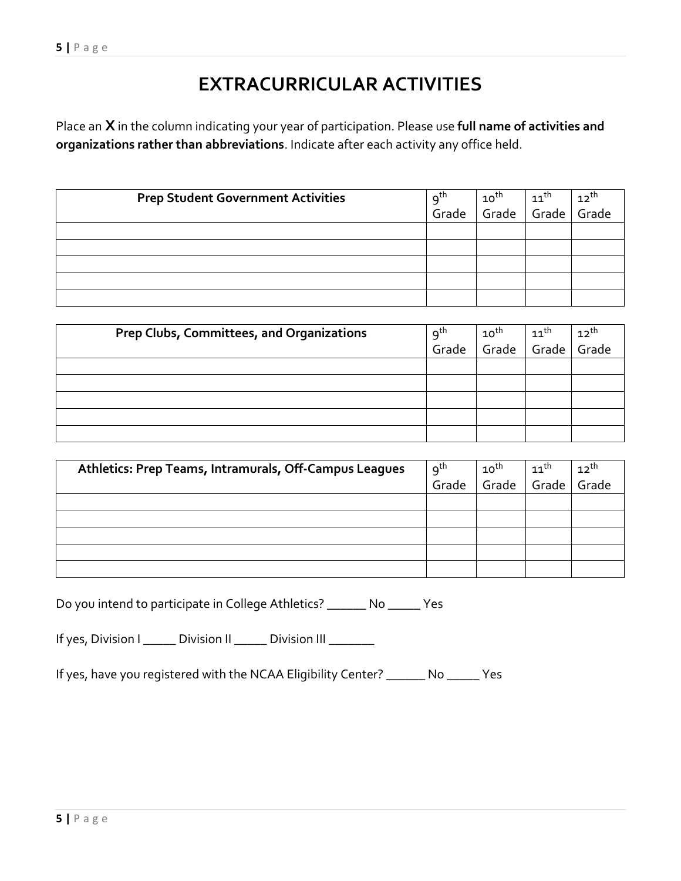# EXTRACURRICULAR ACTIVITIES

Place an **X** in the column indicating your year of participation. Please use **full name of activities and organizations rather than abbreviations**. Indicate after each activity any office held.

| Prep Student Government Activities | 9th Grade | 10th Grade | 11th Grade | 12th Grade |
|---|---|---|---|---|
| | | | | |
| | | | | |
| | | | | |
| | | | | |
| | | | | |

| Prep Clubs, Committees, and Organizations | 9th Grade | 10th Grade | 11th Grade | 12th Grade |
|---|---|---|---|---|
| | | | | |
| | | | | |
| | | | | |
| | | | | |
| | | | | |

| Athletics: Prep Teams, Intramurals, Off-Campus Leagues | 9th Grade | 10th Grade | 11th Grade | 12th Grade |
|---|---|---|---|---|
| | | | | |
| | | | | |
| | | | | |
| | | | | |
| | | | | |

Do you intend to participate in College Athletics? ______ No _____ Yes

If yes, Division I _____ Division II _____ Division III _______

If yes, have you registered with the NCAA Eligibility Center? ______ No _____ Yes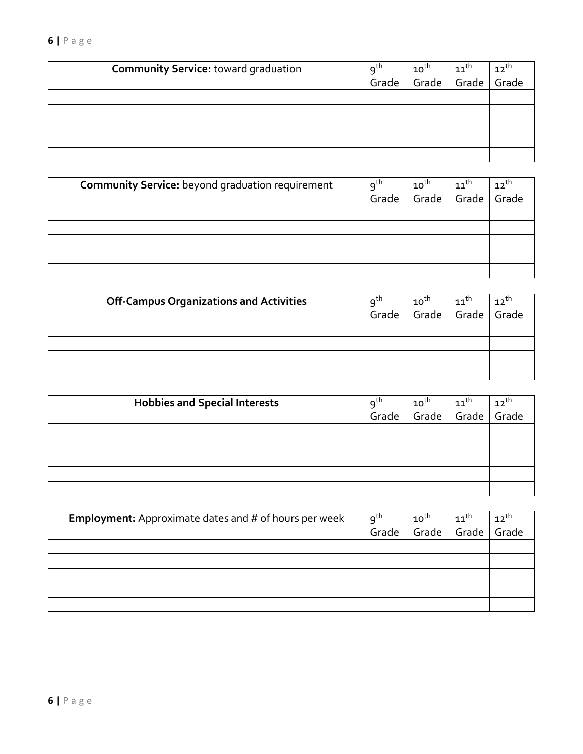| **Community Service:** toward graduation | 9th Grade | 10th Grade | 11th Grade | 12th Grade |
|---|---|---|---|---|
| | | | | |
| | | | | |
| | | | | |
| | | | | |
| | | | | |

| **Community Service:** beyond graduation requirement | 9th Grade | 10th Grade | 11th Grade | 12th Grade |
|---|---|---|---|---|
| | | | | |
| | | | | |
| | | | | |
| | | | | |
| | | | | |

| **Off-Campus Organizations and Activities** | 9th Grade | 10th Grade | 11th Grade | 12th Grade |
|---|---|---|---|---|
| | | | | |
| | | | | |
| | | | | |
| | | | | |

| **Hobbies and Special Interests** | 9th Grade | 10th Grade | 11th Grade | 12th Grade |
|---|---|---|---|---|
| | | | | |
| | | | | |
| | | | | |
| | | | | |
| | | | | |

| **Employment:** Approximate dates and # of hours per week | 9th Grade | 10th Grade | 11th Grade | 12th Grade |
|---|---|---|---|---|
| | | | | |
| | | | | |
| | | | | |
| | | | | |
| | | | | |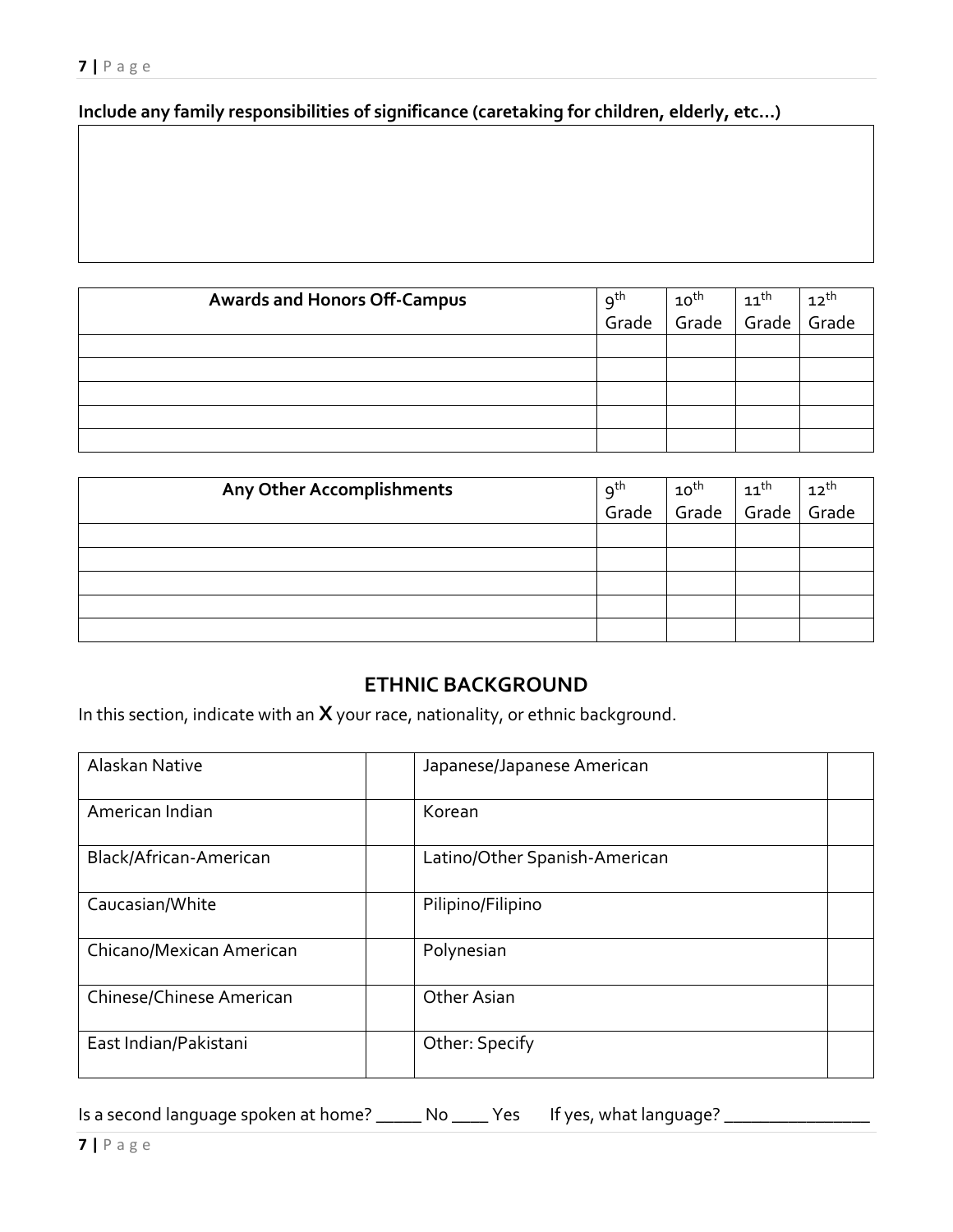**Include any family responsibilities of significance (caretaking for children, elderly, etc…)**

| |
|---|
| |

| Awards and Honors Off-Campus | 9th Grade | 10th Grade | 11th Grade | 12th Grade |
|---|---|---|---|---|
| | | | | |
| | | | | |
| | | | | |
| | | | | |
| | | | | |

| Any Other Accomplishments | 9th Grade | 10th Grade | 11th Grade | 12th Grade |
|---|---|---|---|---|
| | | | | |
| | | | | |
| | | | | |
| | | | | |
| | | | | |

## ETHNIC BACKGROUND

In this section, indicate with an **X** your race, nationality, or ethnic background.

| | | | |
|---|---|---|---|
| Alaskan Native | | Japanese/Japanese American | |
| American Indian | | Korean | |
| Black/African-American | | Latino/Other Spanish-American | |
| Caucasian/White | | Pilipino/Filipino | |
| Chicano/Mexican American | | Polynesian | |
| Chinese/Chinese American | | Other Asian | |
| East Indian/Pakistani | | Other: Specify | |

Is a second language spoken at home? _____ No ____ Yes If yes, what language? ________________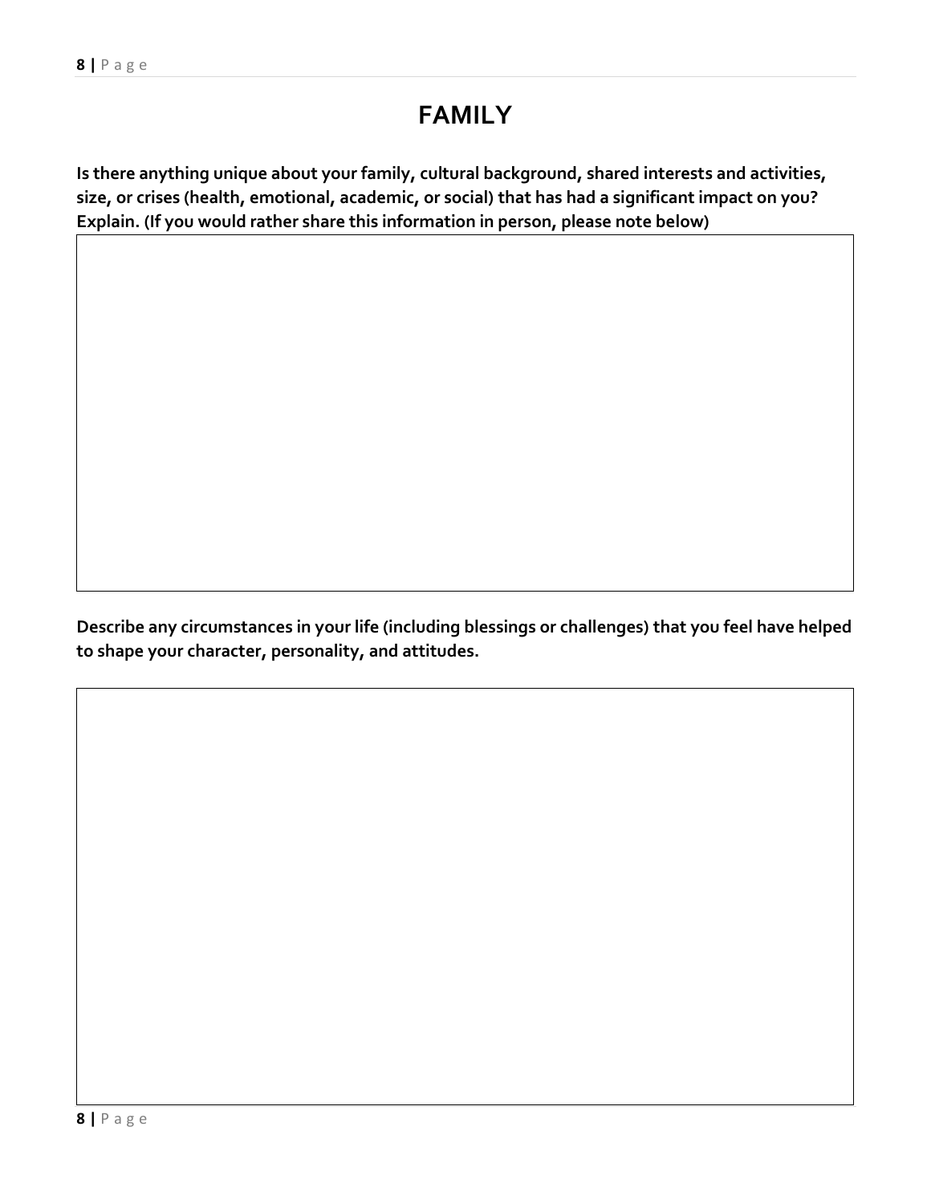# FAMILY

**Is there anything unique about your family, cultural background, shared interests and activities, size, or crises (health, emotional, academic, or social) that has had a significant impact on you? Explain. (If you would rather share this information in person, please note below)**

**Describe any circumstances in your life (including blessings or challenges) that you feel have helped to shape your character, personality, and attitudes.**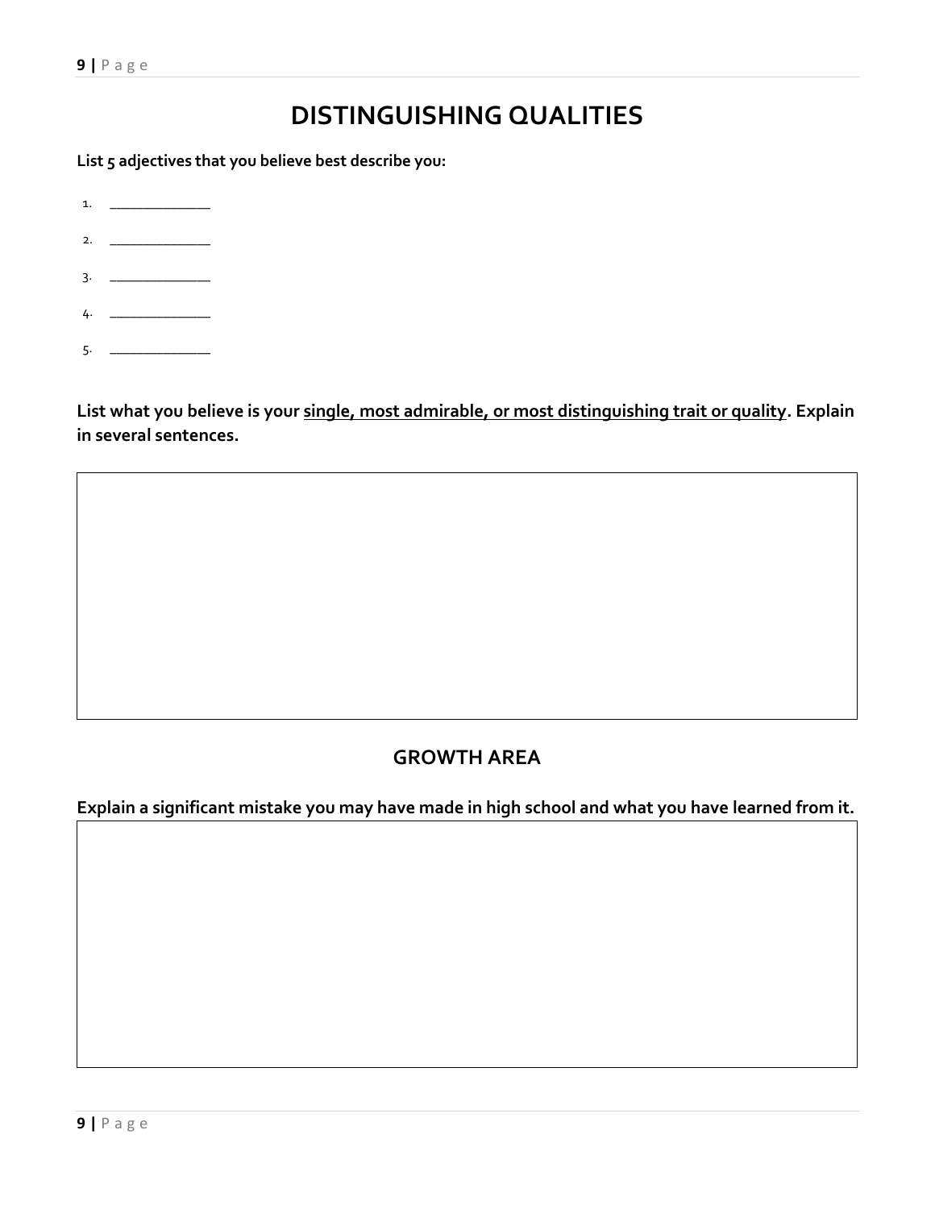# DISTINGUISHING QUALITIES

**List 5 adjectives that you believe best describe you:**

1. _______________
2. _______________
3. _______________
4. _______________
5. _______________

**List what you believe is your <u>single, most admirable, or most distinguishing trait or quality</u>. Explain in several sentences.**

## GROWTH AREA

**Explain a significant mistake you may have made in high school and what you have learned from it.**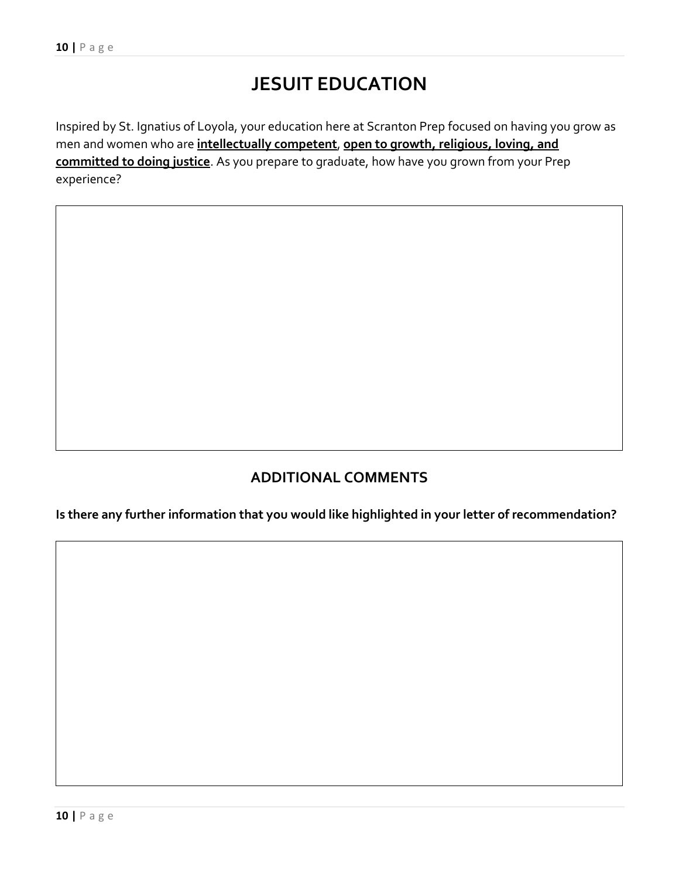# JESUIT EDUCATION

Inspired by St. Ignatius of Loyola, your education here at Scranton Prep focused on having you grow as men and women who are **intellectually competent**, **open to growth, religious, loving, and committed to doing justice**. As you prepare to graduate, how have you grown from your Prep experience?

## ADDITIONAL COMMENTS

**Is there any further information that you would like highlighted in your letter of recommendation?**